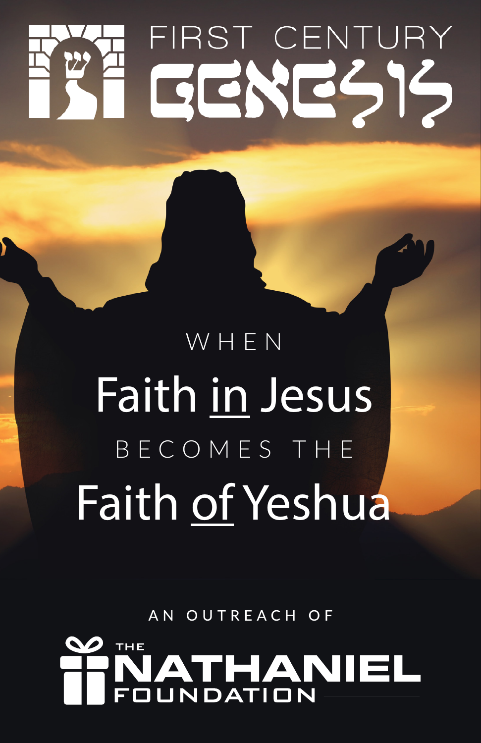# FIRST CENTURY GENESIS

WHEN

# Faith <u>in</u> Jesus

BECOMES THE

# Faith <u>of</u> Yeshua

AN OUTREACH OF

THE NATHANIEL FOUNDATION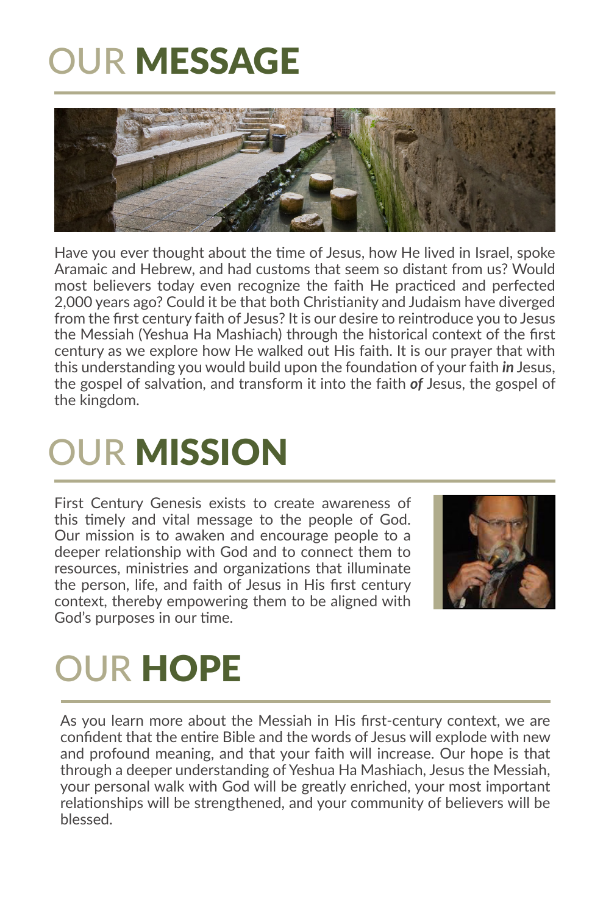# OUR MESSAGE

Have you ever thought about the time of Jesus, how He lived in Israel, spoke Aramaic and Hebrew, and had customs that seem so distant from us? Would most believers today even recognize the faith He practiced and perfected 2,000 years ago? Could it be that both Christianity and Judaism have diverged from the first century faith of Jesus? It is our desire to reintroduce you to Jesus the Messiah (Yeshua Ha Mashiach) through the historical context of the first century as we explore how He walked out His faith. It is our prayer that with this understanding you would build upon the foundation of your faith ***in*** Jesus, the gospel of salvation, and transform it into the faith ***of*** Jesus, the gospel of the kingdom.

# OUR MISSION

First Century Genesis exists to create awareness of this timely and vital message to the people of God. Our mission is to awaken and encourage people to a deeper relationship with God and to connect them to resources, ministries and organizations that illuminate the person, life, and faith of Jesus in His first century context, thereby empowering them to be aligned with God's purposes in our time.

# OUR HOPE

As you learn more about the Messiah in His first-century context, we are confident that the entire Bible and the words of Jesus will explode with new and profound meaning, and that your faith will increase. Our hope is that through a deeper understanding of Yeshua Ha Mashiach, Jesus the Messiah, your personal walk with God will be greatly enriched, your most important relationships will be strengthened, and your community of believers will be blessed.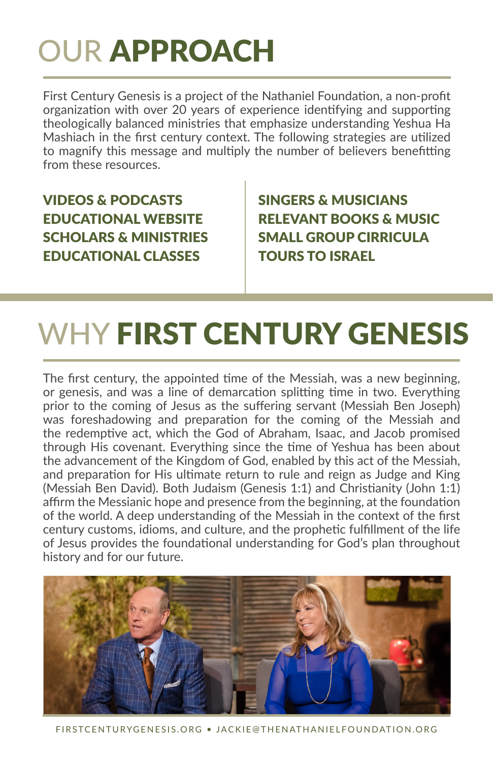# OUR APPROACH

First Century Genesis is a project of the Nathaniel Foundation, a non-profit organization with over 20 years of experience identifying and supporting theologically balanced ministries that emphasize understanding Yeshua Ha Mashiach in the first century context. The following strategies are utilized to magnify this message and multiply the number of believers benefitting from these resources.

**VIDEOS & PODCASTS**
**EDUCATIONAL WEBSITE**
**SCHOLARS & MINISTRIES**
**EDUCATIONAL CLASSES**

**SINGERS & MUSICIANS**
**RELEVANT BOOKS & MUSIC**
**SMALL GROUP CIRRICULA**
**TOURS TO ISRAEL**

# WHY FIRST CENTURY GENESIS

The first century, the appointed time of the Messiah, was a new beginning, or genesis, and was a line of demarcation splitting time in two. Everything prior to the coming of Jesus as the suffering servant (Messiah Ben Joseph) was foreshadowing and preparation for the coming of the Messiah and the redemptive act, which the God of Abraham, Isaac, and Jacob promised through His covenant. Everything since the time of Yeshua has been about the advancement of the Kingdom of God, enabled by this act of the Messiah, and preparation for His ultimate return to rule and reign as Judge and King (Messiah Ben David). Both Judaism (Genesis 1:1) and Christianity (John 1:1) affirm the Messianic hope and presence from the beginning, at the foundation of the world. A deep understanding of the Messiah in the context of the first century customs, idioms, and culture, and the prophetic fulfillment of the life of Jesus provides the foundational understanding for God's plan throughout history and for our future.

FIRSTCENTURYGENESIS.ORG • JACKIE@THENATHANIELFOUNDATION.ORG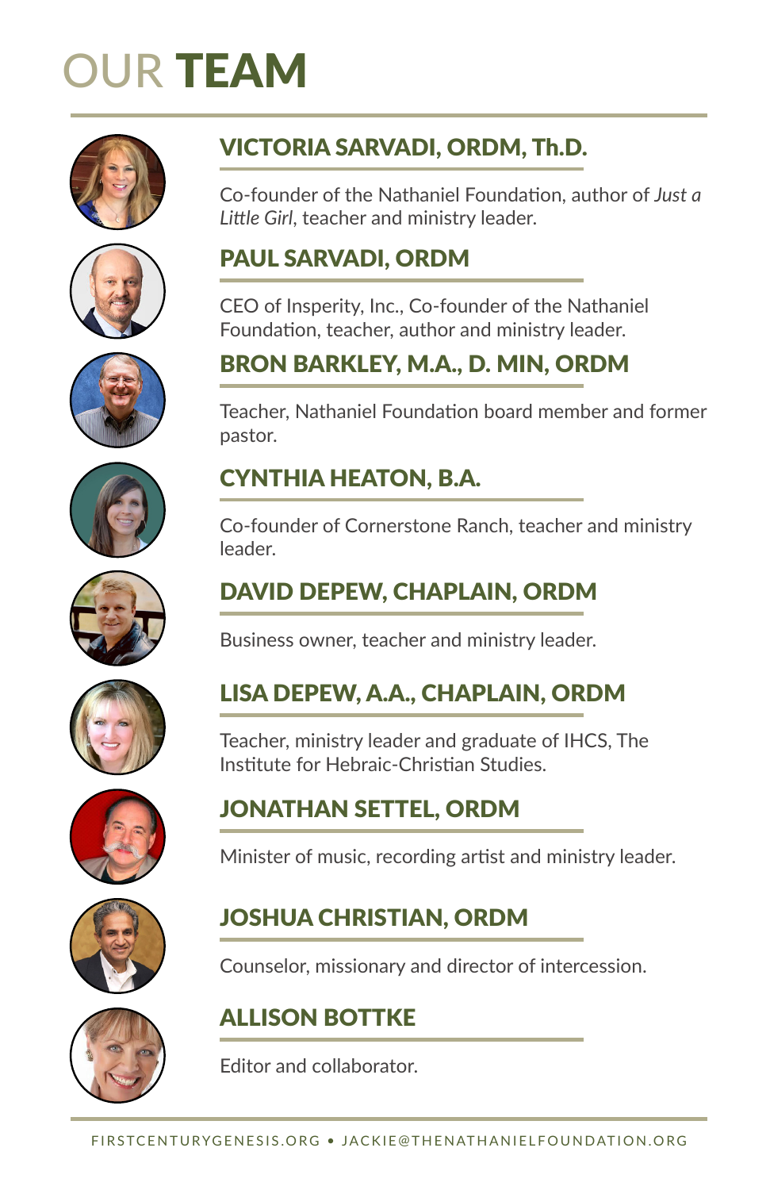# OUR TEAM

## VICTORIA SARVADI, ORDM, Th.D.

Co-founder of the Nathaniel Foundation, author of *Just a Little Girl*, teacher and ministry leader.

## PAUL SARVADI, ORDM

CEO of Insperity, Inc., Co-founder of the Nathaniel Foundation, teacher, author and ministry leader.

## BRON BARKLEY, M.A., D. MIN, ORDM

Teacher, Nathaniel Foundation board member and former pastor.

## CYNTHIA HEATON, B.A.

Co-founder of Cornerstone Ranch, teacher and ministry leader.

## DAVID DEPEW, CHAPLAIN, ORDM

Business owner, teacher and ministry leader.

## LISA DEPEW, A.A., CHAPLAIN, ORDM

Teacher, ministry leader and graduate of IHCS, The Institute for Hebraic-Christian Studies.

## JONATHAN SETTEL, ORDM

Minister of music, recording artist and ministry leader.

## JOSHUA CHRISTIAN, ORDM

Counselor, missionary and director of intercession.

## ALLISON BOTTKE

Editor and collaborator.

FIRSTCENTURYGENESIS.ORG • JACKIE@THENATHANIELFOUNDATION.ORG